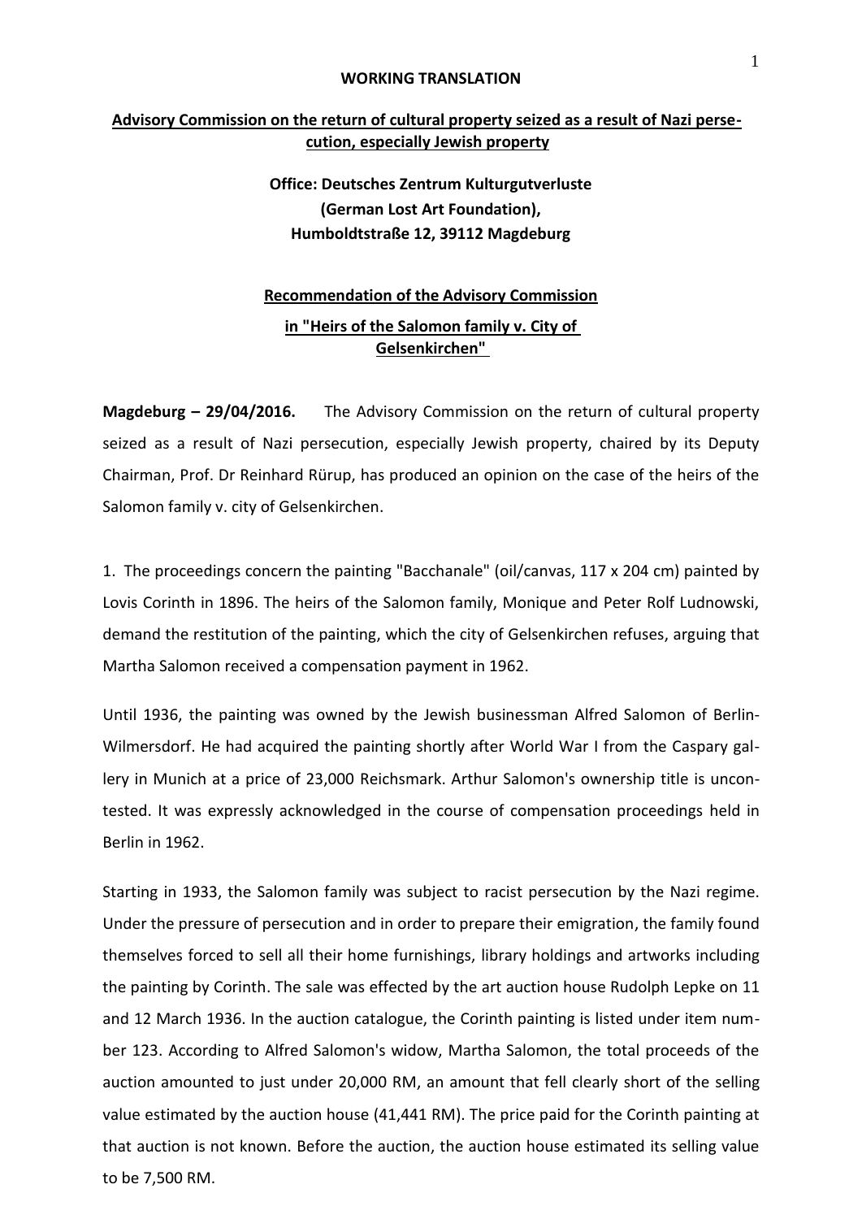**WORKING TRANSLATION**

## Advisory Commission on the return of cultural property seized as a result of Nazi persecution, especially Jewish property

**Office: Deutsches Zentrum Kulturgutverluste (German Lost Art Foundation), Humboldtstraße 12, 39112 Magdeburg**

## Recommendation of the Advisory Commission in "Heirs of the Salomon family v. City of Gelsenkirchen"

**Magdeburg – 29/04/2016.** The Advisory Commission on the return of cultural property seized as a result of Nazi persecution, especially Jewish property, chaired by its Deputy Chairman, Prof. Dr Reinhard Rürup, has produced an opinion on the case of the heirs of the Salomon family v. city of Gelsenkirchen.

1. The proceedings concern the painting "Bacchanale" (oil/canvas, 117 x 204 cm) painted by Lovis Corinth in 1896. The heirs of the Salomon family, Monique and Peter Rolf Ludnowski, demand the restitution of the painting, which the city of Gelsenkirchen refuses, arguing that Martha Salomon received a compensation payment in 1962.

Until 1936, the painting was owned by the Jewish businessman Alfred Salomon of Berlin-Wilmersdorf. He had acquired the painting shortly after World War I from the Caspary gallery in Munich at a price of 23,000 Reichsmark. Arthur Salomon's ownership title is uncontested. It was expressly acknowledged in the course of compensation proceedings held in Berlin in 1962.

Starting in 1933, the Salomon family was subject to racist persecution by the Nazi regime. Under the pressure of persecution and in order to prepare their emigration, the family found themselves forced to sell all their home furnishings, library holdings and artworks including the painting by Corinth. The sale was effected by the art auction house Rudolph Lepke on 11 and 12 March 1936. In the auction catalogue, the Corinth painting is listed under item number 123. According to Alfred Salomon's widow, Martha Salomon, the total proceeds of the auction amounted to just under 20,000 RM, an amount that fell clearly short of the selling value estimated by the auction house (41,441 RM). The price paid for the Corinth painting at that auction is not known. Before the auction, the auction house estimated its selling value to be 7,500 RM.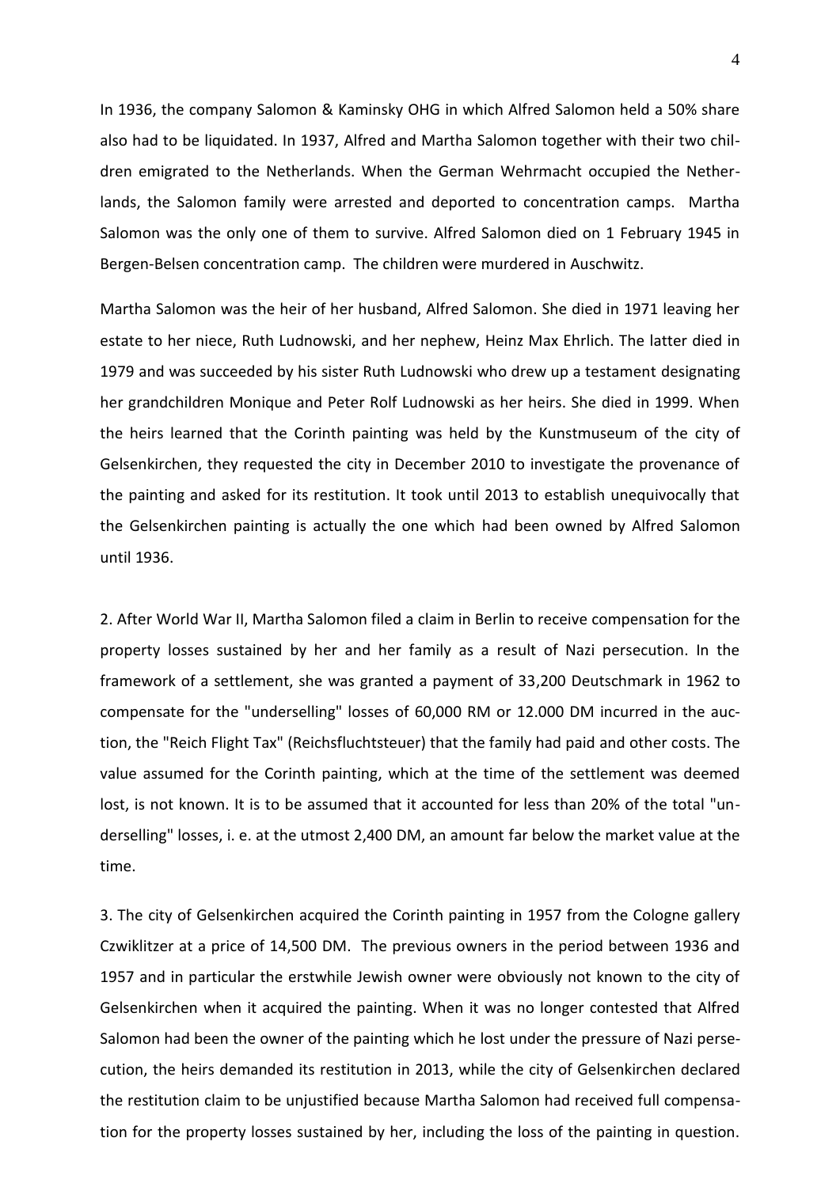In 1936, the company Salomon & Kaminsky OHG in which Alfred Salomon held a 50% share also had to be liquidated. In 1937, Alfred and Martha Salomon together with their two children emigrated to the Netherlands. When the German Wehrmacht occupied the Netherlands, the Salomon family were arrested and deported to concentration camps. Martha Salomon was the only one of them to survive. Alfred Salomon died on 1 February 1945 in Bergen-Belsen concentration camp. The children were murdered in Auschwitz.

Martha Salomon was the heir of her husband, Alfred Salomon. She died in 1971 leaving her estate to her niece, Ruth Ludnowski, and her nephew, Heinz Max Ehrlich. The latter died in 1979 and was succeeded by his sister Ruth Ludnowski who drew up a testament designating her grandchildren Monique and Peter Rolf Ludnowski as her heirs. She died in 1999. When the heirs learned that the Corinth painting was held by the Kunstmuseum of the city of Gelsenkirchen, they requested the city in December 2010 to investigate the provenance of the painting and asked for its restitution. It took until 2013 to establish unequivocally that the Gelsenkirchen painting is actually the one which had been owned by Alfred Salomon until 1936.

2. After World War II, Martha Salomon filed a claim in Berlin to receive compensation for the property losses sustained by her and her family as a result of Nazi persecution. In the framework of a settlement, she was granted a payment of 33,200 Deutschmark in 1962 to compensate for the "underselling" losses of 60,000 RM or 12.000 DM incurred in the auction, the "Reich Flight Tax" (Reichsfluchtsteuer) that the family had paid and other costs. The value assumed for the Corinth painting, which at the time of the settlement was deemed lost, is not known. It is to be assumed that it accounted for less than 20% of the total "underselling" losses, i. e. at the utmost 2,400 DM, an amount far below the market value at the time.

3. The city of Gelsenkirchen acquired the Corinth painting in 1957 from the Cologne gallery Czwiklitzer at a price of 14,500 DM. The previous owners in the period between 1936 and 1957 and in particular the erstwhile Jewish owner were obviously not known to the city of Gelsenkirchen when it acquired the painting. When it was no longer contested that Alfred Salomon had been the owner of the painting which he lost under the pressure of Nazi persecution, the heirs demanded its restitution in 2013, while the city of Gelsenkirchen declared the restitution claim to be unjustified because Martha Salomon had received full compensation for the property losses sustained by her, including the loss of the painting in question.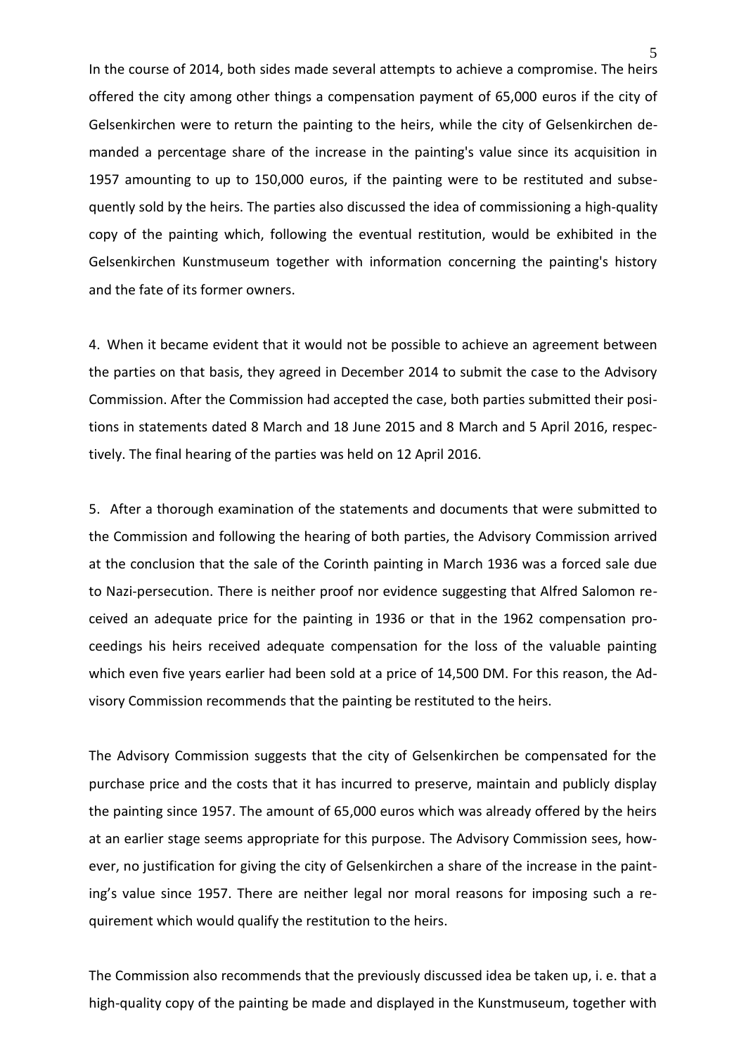In the course of 2014, both sides made several attempts to achieve a compromise. The heirs offered the city among other things a compensation payment of 65,000 euros if the city of Gelsenkirchen were to return the painting to the heirs, while the city of Gelsenkirchen demanded a percentage share of the increase in the painting's value since its acquisition in 1957 amounting to up to 150,000 euros, if the painting were to be restituted and subsequently sold by the heirs. The parties also discussed the idea of commissioning a high-quality copy of the painting which, following the eventual restitution, would be exhibited in the Gelsenkirchen Kunstmuseum together with information concerning the painting's history and the fate of its former owners.

4. When it became evident that it would not be possible to achieve an agreement between the parties on that basis, they agreed in December 2014 to submit the case to the Advisory Commission. After the Commission had accepted the case, both parties submitted their positions in statements dated 8 March and 18 June 2015 and 8 March and 5 April 2016, respectively. The final hearing of the parties was held on 12 April 2016.

5. After a thorough examination of the statements and documents that were submitted to the Commission and following the hearing of both parties, the Advisory Commission arrived at the conclusion that the sale of the Corinth painting in March 1936 was a forced sale due to Nazi-persecution. There is neither proof nor evidence suggesting that Alfred Salomon received an adequate price for the painting in 1936 or that in the 1962 compensation proceedings his heirs received adequate compensation for the loss of the valuable painting which even five years earlier had been sold at a price of 14,500 DM. For this reason, the Advisory Commission recommends that the painting be restituted to the heirs.

The Advisory Commission suggests that the city of Gelsenkirchen be compensated for the purchase price and the costs that it has incurred to preserve, maintain and publicly display the painting since 1957. The amount of 65,000 euros which was already offered by the heirs at an earlier stage seems appropriate for this purpose. The Advisory Commission sees, however, no justification for giving the city of Gelsenkirchen a share of the increase in the painting's value since 1957. There are neither legal nor moral reasons for imposing such a requirement which would qualify the restitution to the heirs.

The Commission also recommends that the previously discussed idea be taken up, i. e. that a high-quality copy of the painting be made and displayed in the Kunstmuseum, together with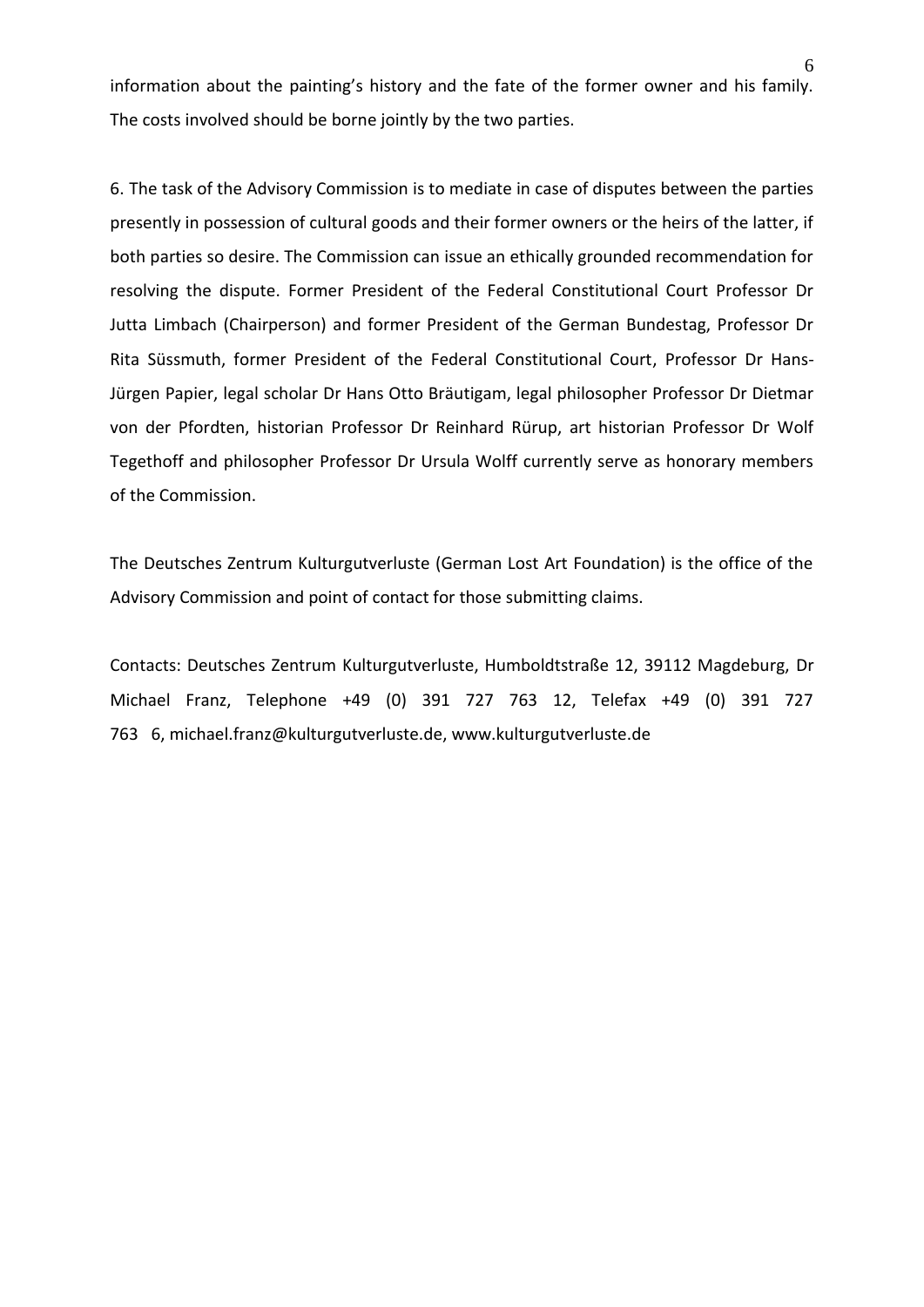information about the painting's history and the fate of the former owner and his family. The costs involved should be borne jointly by the two parties.

6. The task of the Advisory Commission is to mediate in case of disputes between the parties presently in possession of cultural goods and their former owners or the heirs of the latter, if both parties so desire. The Commission can issue an ethically grounded recommendation for resolving the dispute. Former President of the Federal Constitutional Court Professor Dr Jutta Limbach (Chairperson) and former President of the German Bundestag, Professor Dr Rita Süssmuth, former President of the Federal Constitutional Court, Professor Dr Hans-Jürgen Papier, legal scholar Dr Hans Otto Bräutigam, legal philosopher Professor Dr Dietmar von der Pfordten, historian Professor Dr Reinhard Rürup, art historian Professor Dr Wolf Tegethoff and philosopher Professor Dr Ursula Wolff currently serve as honorary members of the Commission.

The Deutsches Zentrum Kulturgutverluste (German Lost Art Foundation) is the office of the Advisory Commission and point of contact for those submitting claims.

Contacts: Deutsches Zentrum Kulturgutverluste, Humboldtstraße 12, 39112 Magdeburg, Dr Michael Franz, Telephone +49 (0) 391 727 763 12, Telefax +49 (0) 391 727 763 6, michael.franz@kulturgutverluste.de, www.kulturgutverluste.de